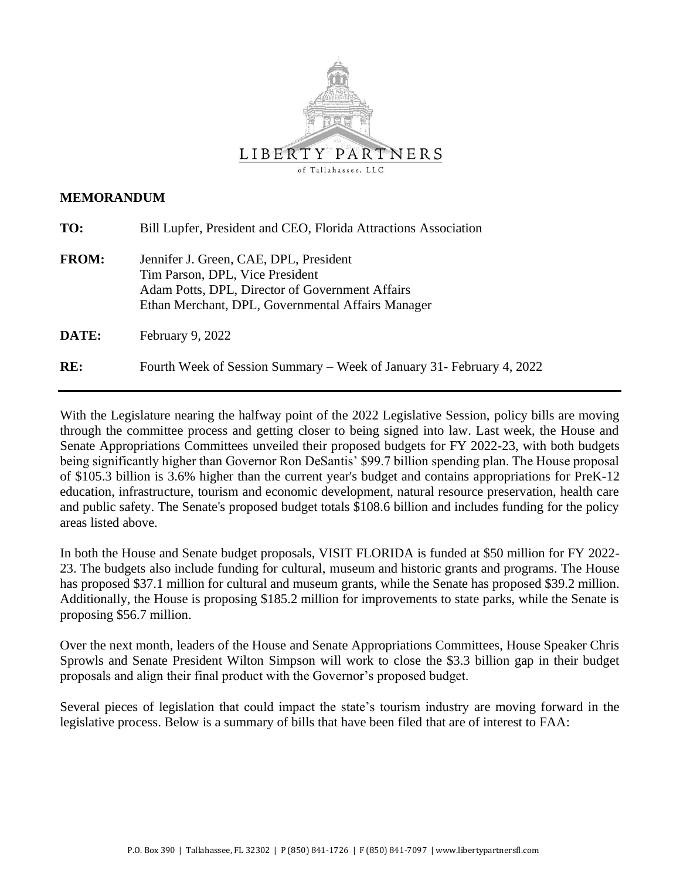LIBERTY PARTNERS

of Tallahassee, LLC

**MEMORANDUM**

**TO:** Bill Lupfer, President and CEO, Florida Attractions Association

**FROM:** Jennifer J. Green, CAE, DPL, President
Tim Parson, DPL, Vice President
Adam Potts, DPL, Director of Government Affairs
Ethan Merchant, DPL, Governmental Affairs Manager

**DATE:** February 9, 2022

**RE:** Fourth Week of Session Summary – Week of January 31- February 4, 2022

---

With the Legislature nearing the halfway point of the 2022 Legislative Session, policy bills are moving through the committee process and getting closer to being signed into law. Last week, the House and Senate Appropriations Committees unveiled their proposed budgets for FY 2022-23, with both budgets being significantly higher than Governor Ron DeSantis' \$99.7 billion spending plan. The House proposal of \$105.3 billion is 3.6% higher than the current year's budget and contains appropriations for PreK-12 education, infrastructure, tourism and economic development, natural resource preservation, health care and public safety. The Senate's proposed budget totals \$108.6 billion and includes funding for the policy areas listed above.

In both the House and Senate budget proposals, VISIT FLORIDA is funded at \$50 million for FY 2022-23. The budgets also include funding for cultural, museum and historic grants and programs. The House has proposed \$37.1 million for cultural and museum grants, while the Senate has proposed \$39.2 million. Additionally, the House is proposing \$185.2 million for improvements to state parks, while the Senate is proposing \$56.7 million.

Over the next month, leaders of the House and Senate Appropriations Committees, House Speaker Chris Sprowls and Senate President Wilton Simpson will work to close the \$3.3 billion gap in their budget proposals and align their final product with the Governor's proposed budget.

Several pieces of legislation that could impact the state's tourism industry are moving forward in the legislative process. Below is a summary of bills that have been filed that are of interest to FAA: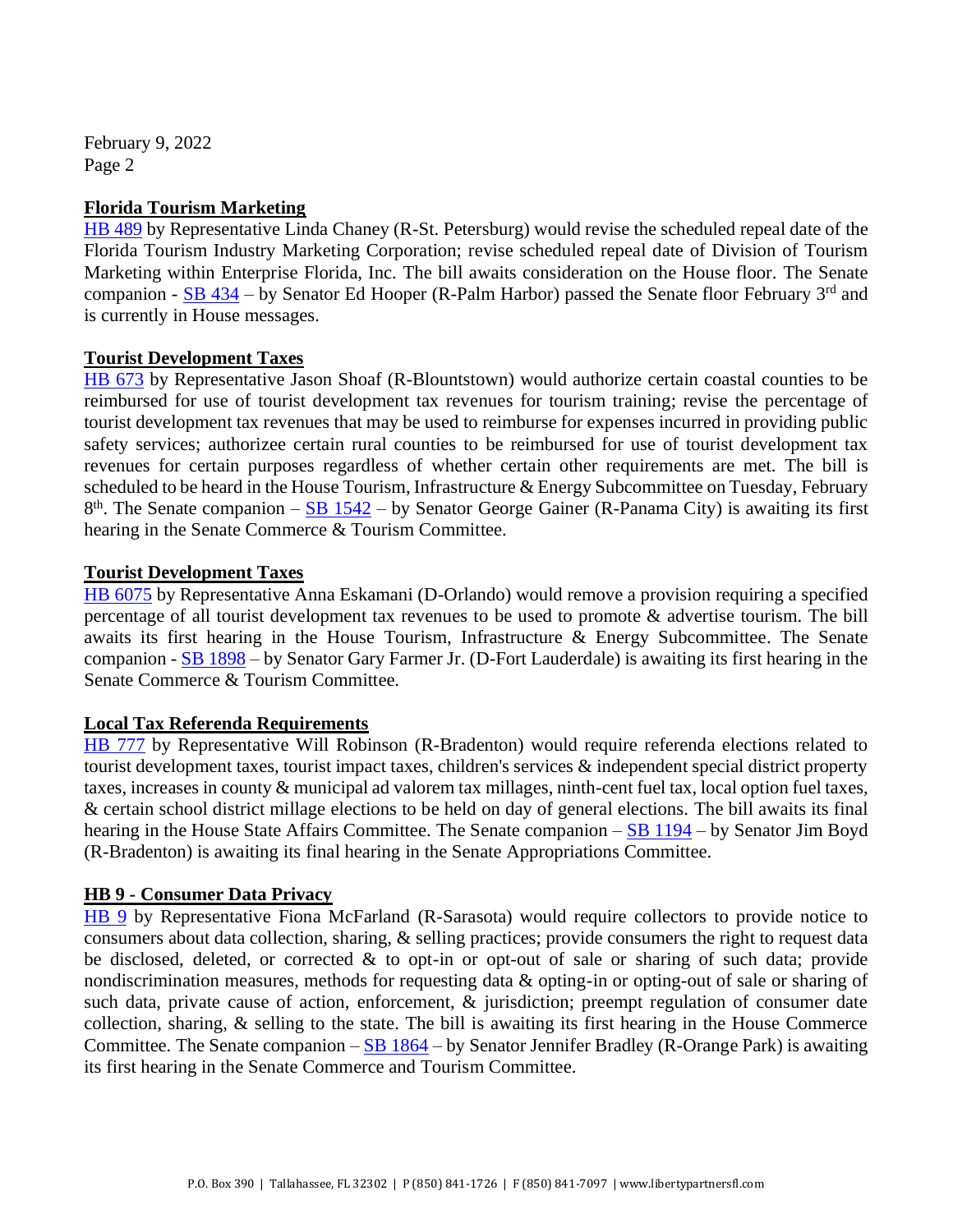**Florida Tourism Marketing**

HB 489 by Representative Linda Chaney (R-St. Petersburg) would revise the scheduled repeal date of the Florida Tourism Industry Marketing Corporation; revise scheduled repeal date of Division of Tourism Marketing within Enterprise Florida, Inc. The bill awaits consideration on the House floor. The Senate companion - SB 434 – by Senator Ed Hooper (R-Palm Harbor) passed the Senate floor February 3rd and is currently in House messages.

**Tourist Development Taxes**

HB 673 by Representative Jason Shoaf (R-Blountstown) would authorize certain coastal counties to be reimbursed for use of tourist development tax revenues for tourism training; revise the percentage of tourist development tax revenues that may be used to reimburse for expenses incurred in providing public safety services; authorizee certain rural counties to be reimbursed for use of tourist development tax revenues for certain purposes regardless of whether certain other requirements are met. The bill is scheduled to be heard in the House Tourism, Infrastructure & Energy Subcommittee on Tuesday, February 8th. The Senate companion – SB 1542 – by Senator George Gainer (R-Panama City) is awaiting its first hearing in the Senate Commerce & Tourism Committee.

**Tourist Development Taxes**

HB 6075 by Representative Anna Eskamani (D-Orlando) would remove a provision requiring a specified percentage of all tourist development tax revenues to be used to promote & advertise tourism. The bill awaits its first hearing in the House Tourism, Infrastructure & Energy Subcommittee. The Senate companion - SB 1898 – by Senator Gary Farmer Jr. (D-Fort Lauderdale) is awaiting its first hearing in the Senate Commerce & Tourism Committee.

**Local Tax Referenda Requirements**

HB 777 by Representative Will Robinson (R-Bradenton) would require referenda elections related to tourist development taxes, tourist impact taxes, children's services & independent special district property taxes, increases in county & municipal ad valorem tax millages, ninth-cent fuel tax, local option fuel taxes, & certain school district millage elections to be held on day of general elections. The bill awaits its final hearing in the House State Affairs Committee. The Senate companion – SB 1194 – by Senator Jim Boyd (R-Bradenton) is awaiting its final hearing in the Senate Appropriations Committee.

**HB 9 - Consumer Data Privacy**

HB 9 by Representative Fiona McFarland (R-Sarasota) would require collectors to provide notice to consumers about data collection, sharing, & selling practices; provide consumers the right to request data be disclosed, deleted, or corrected & to opt-in or opt-out of sale or sharing of such data; provide nondiscrimination measures, methods for requesting data & opting-in or opting-out of sale or sharing of such data, private cause of action, enforcement, & jurisdiction; preempt regulation of consumer date collection, sharing, & selling to the state. The bill is awaiting its first hearing in the House Commerce Committee. The Senate companion – SB 1864 – by Senator Jennifer Bradley (R-Orange Park) is awaiting its first hearing in the Senate Commerce and Tourism Committee.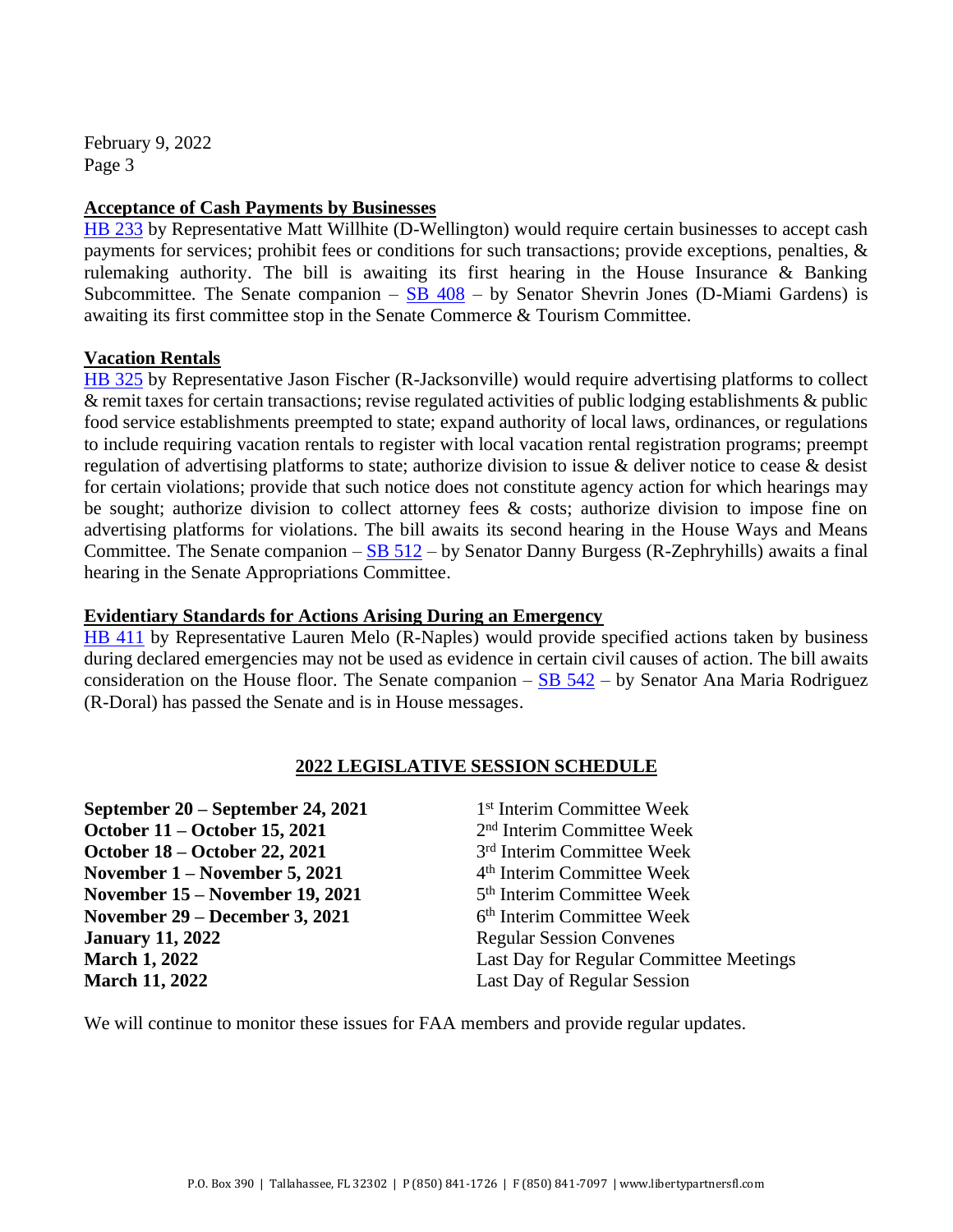**Acceptance of Cash Payments by Businesses**

HB 233 by Representative Matt Willhite (D-Wellington) would require certain businesses to accept cash payments for services; prohibit fees or conditions for such transactions; provide exceptions, penalties, & rulemaking authority. The bill is awaiting its first hearing in the House Insurance & Banking Subcommittee. The Senate companion – SB 408 – by Senator Shevrin Jones (D-Miami Gardens) is awaiting its first committee stop in the Senate Commerce & Tourism Committee.

**Vacation Rentals**

HB 325 by Representative Jason Fischer (R-Jacksonville) would require advertising platforms to collect & remit taxes for certain transactions; revise regulated activities of public lodging establishments & public food service establishments preempted to state; expand authority of local laws, ordinances, or regulations to include requiring vacation rentals to register with local vacation rental registration programs; preempt regulation of advertising platforms to state; authorize division to issue & deliver notice to cease & desist for certain violations; provide that such notice does not constitute agency action for which hearings may be sought; authorize division to collect attorney fees & costs; authorize division to impose fine on advertising platforms for violations. The bill awaits its second hearing in the House Ways and Means Committee. The Senate companion – SB 512 – by Senator Danny Burgess (R-Zephryhills) awaits a final hearing in the Senate Appropriations Committee.

**Evidentiary Standards for Actions Arising During an Emergency**

HB 411 by Representative Lauren Melo (R-Naples) would provide specified actions taken by business during declared emergencies may not be used as evidence in certain civil causes of action. The bill awaits consideration on the House floor. The Senate companion – SB 542 – by Senator Ana Maria Rodriguez (R-Doral) has passed the Senate and is in House messages.

## 2022 LEGISLATIVE SESSION SCHEDULE

| | |
|---|---|
| **September 20 – September 24, 2021** | 1st Interim Committee Week |
| **October 11 – October 15, 2021** | 2nd Interim Committee Week |
| **October 18 – October 22, 2021** | 3rd Interim Committee Week |
| **November 1 – November 5, 2021** | 4th Interim Committee Week |
| **November 15 – November 19, 2021** | 5th Interim Committee Week |
| **November 29 – December 3, 2021** | 6th Interim Committee Week |
| **January 11, 2022** | Regular Session Convenes |
| **March 1, 2022** | Last Day for Regular Committee Meetings |
| **March 11, 2022** | Last Day of Regular Session |

We will continue to monitor these issues for FAA members and provide regular updates.